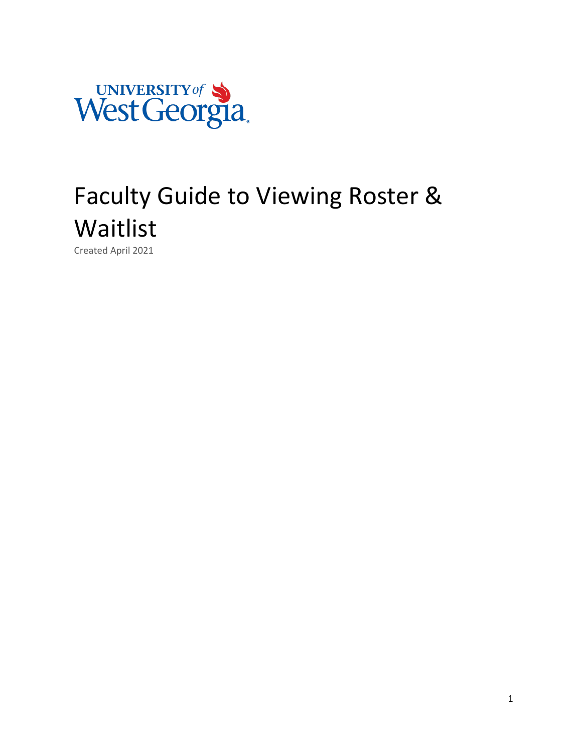UNIVERSITY of West Georgia

# Faculty Guide to Viewing Roster & Waitlist

Created April 2021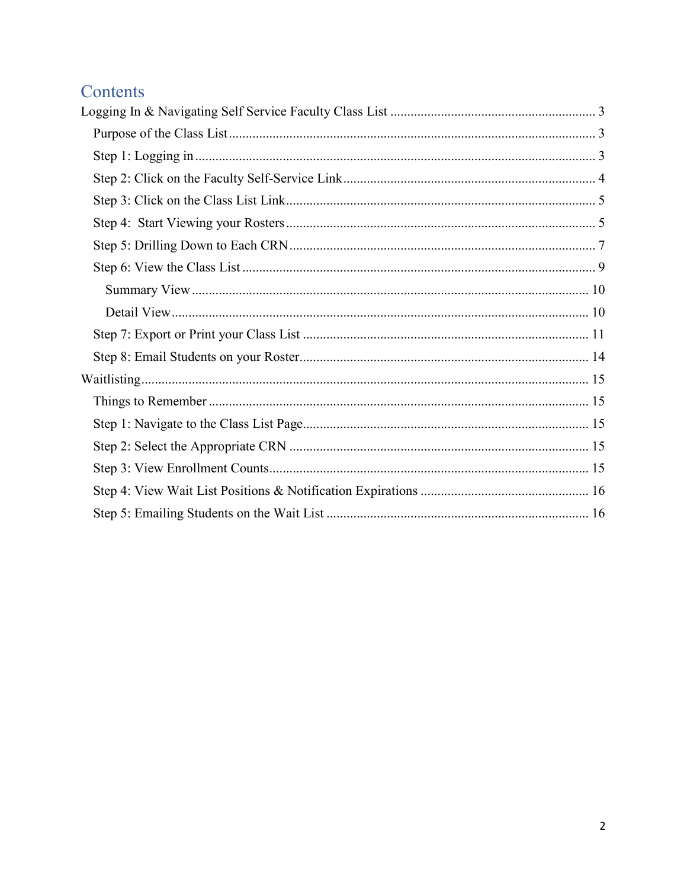# Contents

- Logging In & Navigating Self Service Faculty Class List ............ 3
  - Purpose of the Class List ............ 3
  - Step 1: Logging in ............ 3
  - Step 2: Click on the Faculty Self-Service Link ............ 4
  - Step 3: Click on the Class List Link ............ 5
  - Step 4: Start Viewing your Rosters ............ 5
  - Step 5: Drilling Down to Each CRN ............ 7
  - Step 6: View the Class List ............ 9
    - Summary View ............ 10
    - Detail View ............ 10
  - Step 7: Export or Print your Class List ............ 11
  - Step 8: Email Students on your Roster ............ 14
- Waitlisting ............ 15
  - Things to Remember ............ 15
  - Step 1: Navigate to the Class List Page ............ 15
  - Step 2: Select the Appropriate CRN ............ 15
  - Step 3: View Enrollment Counts ............ 15
  - Step 4: View Wait List Positions & Notification Expirations ............ 16
  - Step 5: Emailing Students on the Wait List ............ 16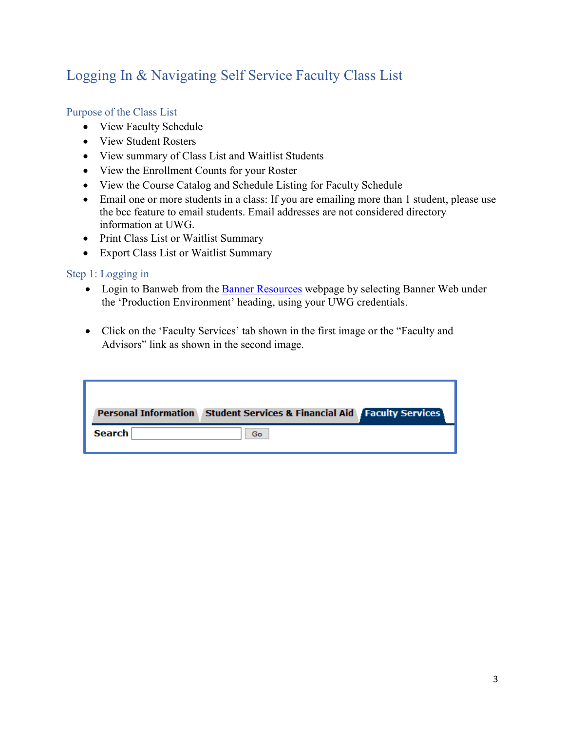# Logging In & Navigating Self Service Faculty Class List

## Purpose of the Class List

- View Faculty Schedule
- View Student Rosters
- View summary of Class List and Waitlist Students
- View the Enrollment Counts for your Roster
- View the Course Catalog and Schedule Listing for Faculty Schedule
- Email one or more students in a class: If you are emailing more than 1 student, please use the bcc feature to email students. Email addresses are not considered directory information at UWG.
- Print Class List or Waitlist Summary
- Export Class List or Waitlist Summary

## Step 1: Logging in

- Login to Banweb from the Banner Resources webpage by selecting Banner Web under the 'Production Environment' heading, using your UWG credentials.

- Click on the 'Faculty Services' tab shown in the first image or the "Faculty and Advisors" link as shown in the second image.

Personal Information | Student Services & Financial Aid | Faculty Services

Search [ ] Go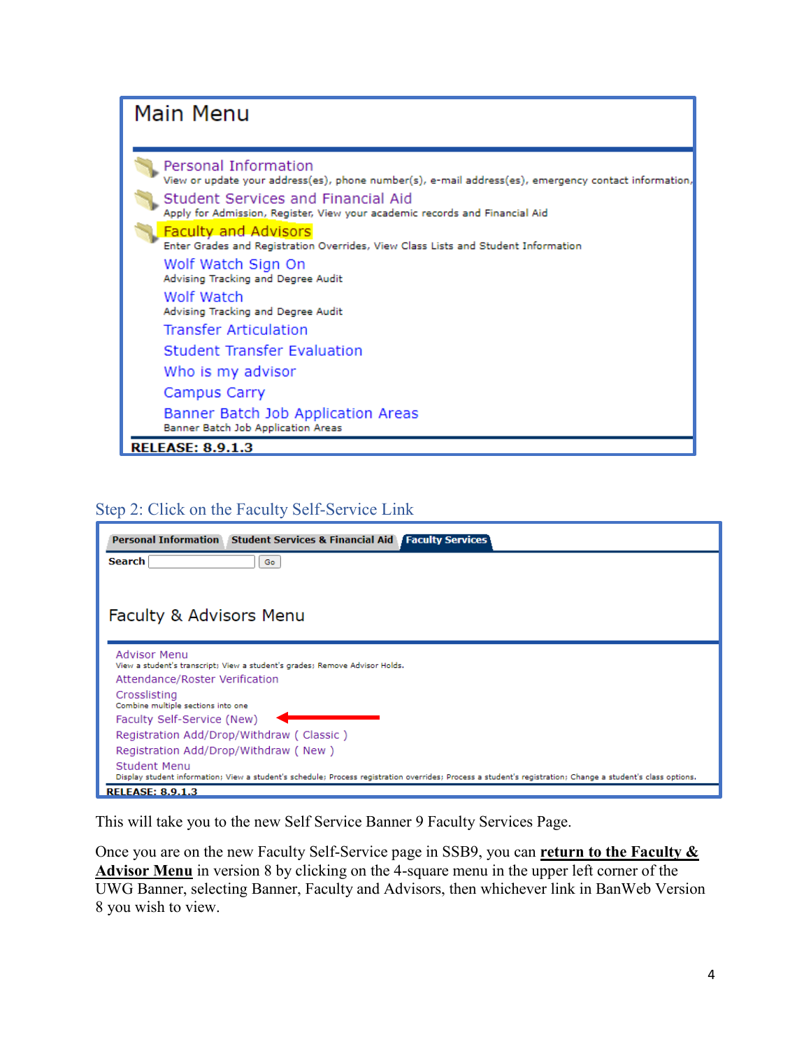## Main Menu

- **Personal Information**
  View or update your address(es), phone number(s), e-mail address(es), emergency contact information,
- **Student Services and Financial Aid**
  Apply for Admission, Register, View your academic records and Financial Aid
- **Faculty and Advisors**
  Enter Grades and Registration Overrides, View Class Lists and Student Information
- **Wolf Watch Sign On**
  Advising Tracking and Degree Audit
- **Wolf Watch**
  Advising Tracking and Degree Audit
- **Transfer Articulation**
- **Student Transfer Evaluation**
- **Who is my advisor**
- **Campus Carry**
- **Banner Batch Job Application Areas**
  Banner Batch Job Application Areas

**RELEASE: 8.9.1.3**

### Step 2: Click on the Faculty Self-Service Link

Personal Information | Student Services & Financial Aid | Faculty Services

Search [ ] Go

## Faculty & Advisors Menu

- Advisor Menu
  View a student's transcript; View a student's grades; Remove Advisor Holds.
- Attendance/Roster Verification
- Crosslisting
  Combine multiple sections into one
- Faculty Self-Service (New)
- Registration Add/Drop/Withdraw ( Classic )
- Registration Add/Drop/Withdraw ( New )
- Student Menu
  Display student information; View a student's schedule; Process registration overrides; Process a student's registration; Change a student's class options.

**RELEASE: 8.9.1.3**

This will take you to the new Self Service Banner 9 Faculty Services Page.

Once you are on the new Faculty Self-Service page in SSB9, you can **return to the Faculty & Advisor Menu** in version 8 by clicking on the 4-square menu in the upper left corner of the UWG Banner, selecting Banner, Faculty and Advisors, then whichever link in BanWeb Version 8 you wish to view.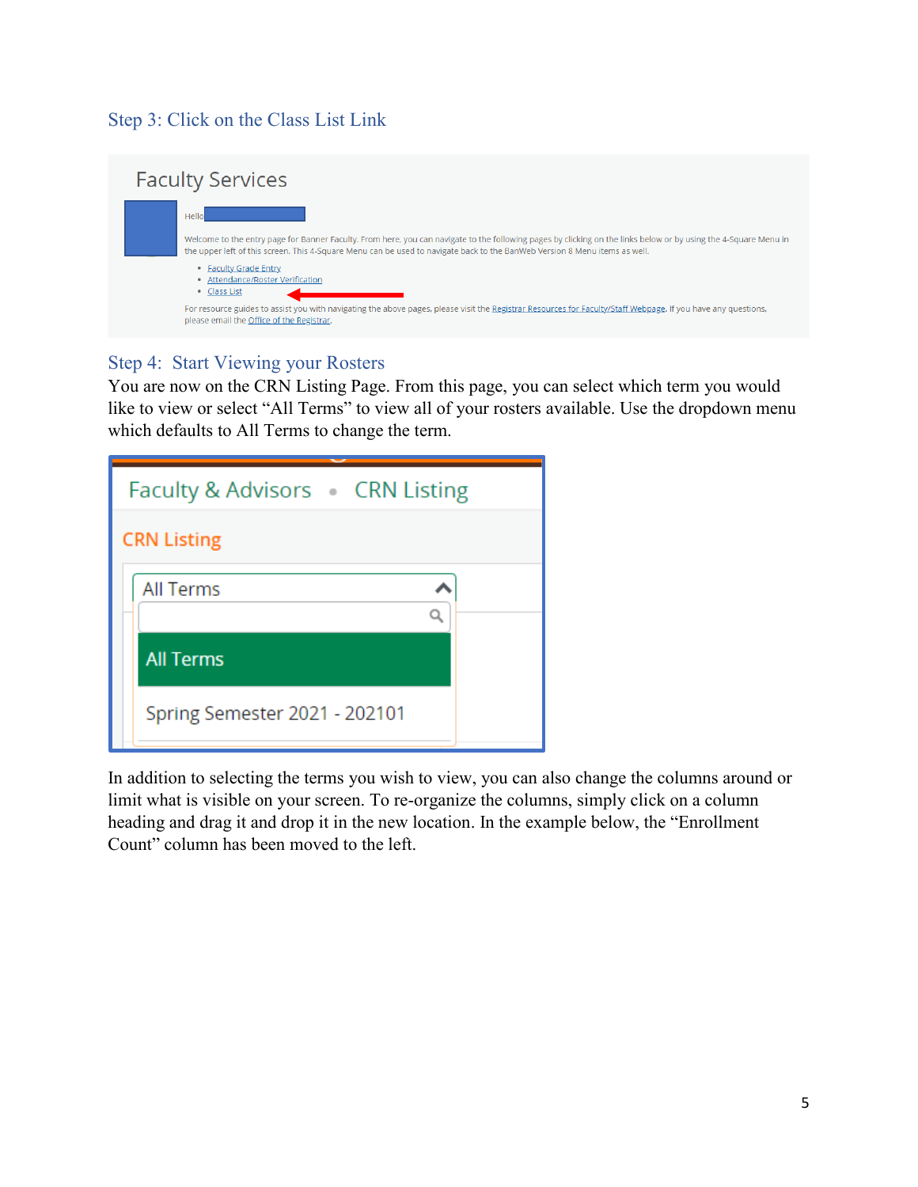### Step 3: Click on the Class List Link

### Step 4: Start Viewing your Rosters

You are now on the CRN Listing Page. From this page, you can select which term you would like to view or select "All Terms" to view all of your rosters available. Use the dropdown menu which defaults to All Terms to change the term.

In addition to selecting the terms you wish to view, you can also change the columns around or limit what is visible on your screen. To re-organize the columns, simply click on a column heading and drag it and drop it in the new location. In the example below, the "Enrollment Count" column has been moved to the left.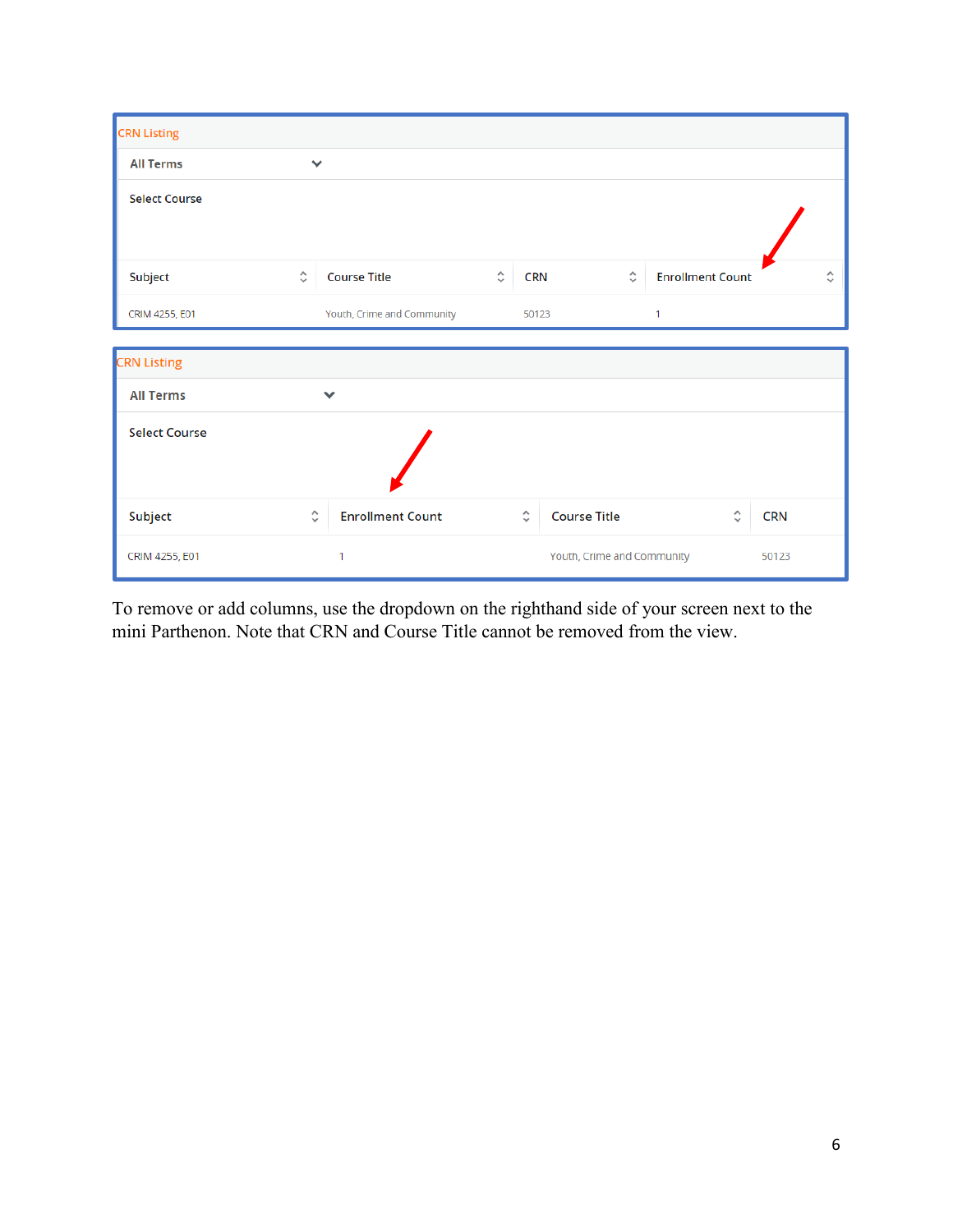CRN Listing

All Terms

Select Course

| Subject | Course Title | CRN | Enrollment Count |
| --- | --- | --- | --- |
| CRIM 4255, E01 | Youth, Crime and Community | 50123 | 1 |

CRN Listing

All Terms

Select Course

| Subject | Enrollment Count | Course Title | CRN |
| --- | --- | --- | --- |
| CRIM 4255, E01 | 1 | Youth, Crime and Community | 50123 |

To remove or add columns, use the dropdown on the righthand side of your screen next to the mini Parthenon. Note that CRN and Course Title cannot be removed from the view.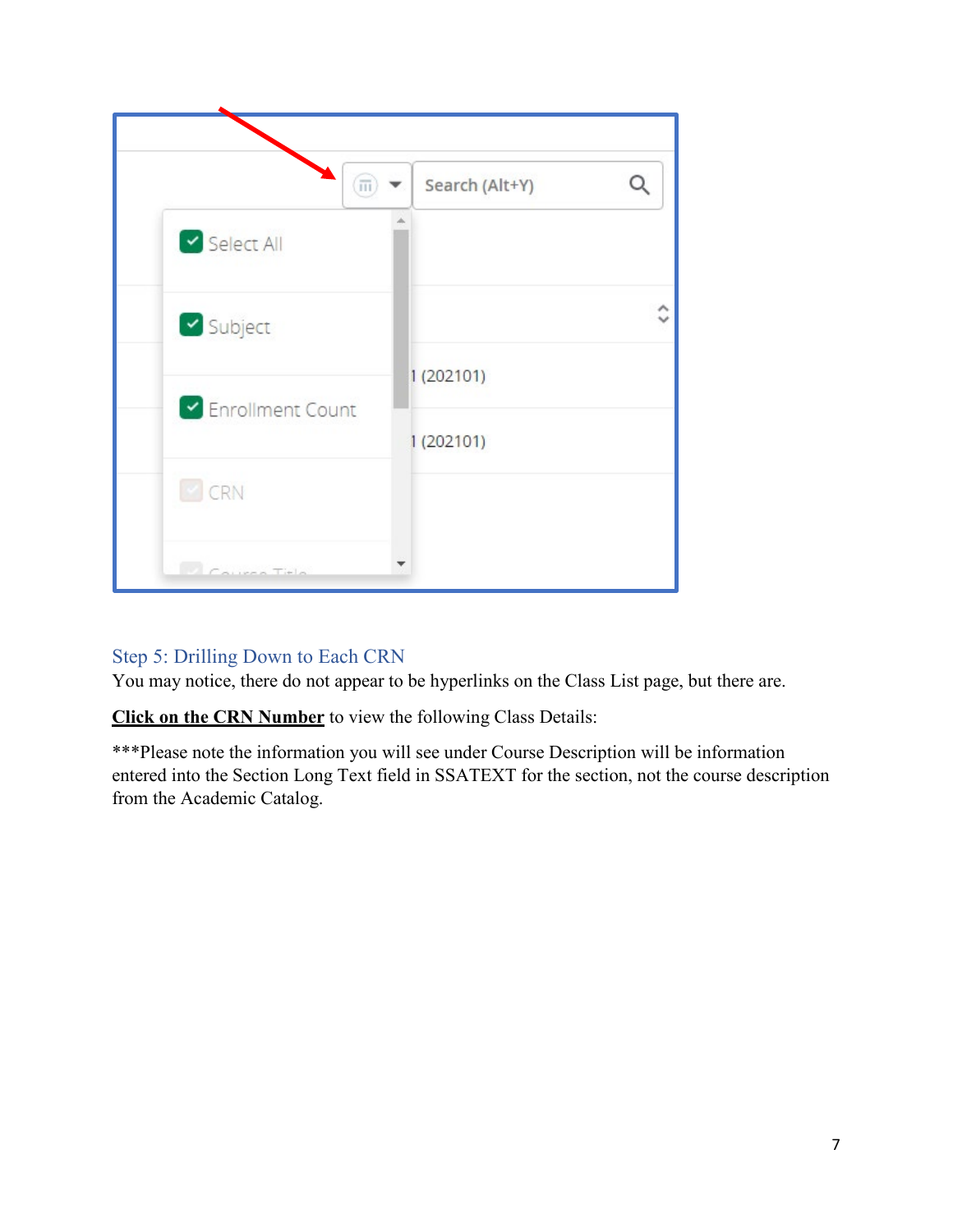## Step 5: Drilling Down to Each CRN

You may notice, there do not appear to be hyperlinks on the Class List page, but there are.

**Click on the CRN Number** to view the following Class Details:

***Please note the information you will see under Course Description will be information entered into the Section Long Text field in SSATEXT for the section, not the course description from the Academic Catalog.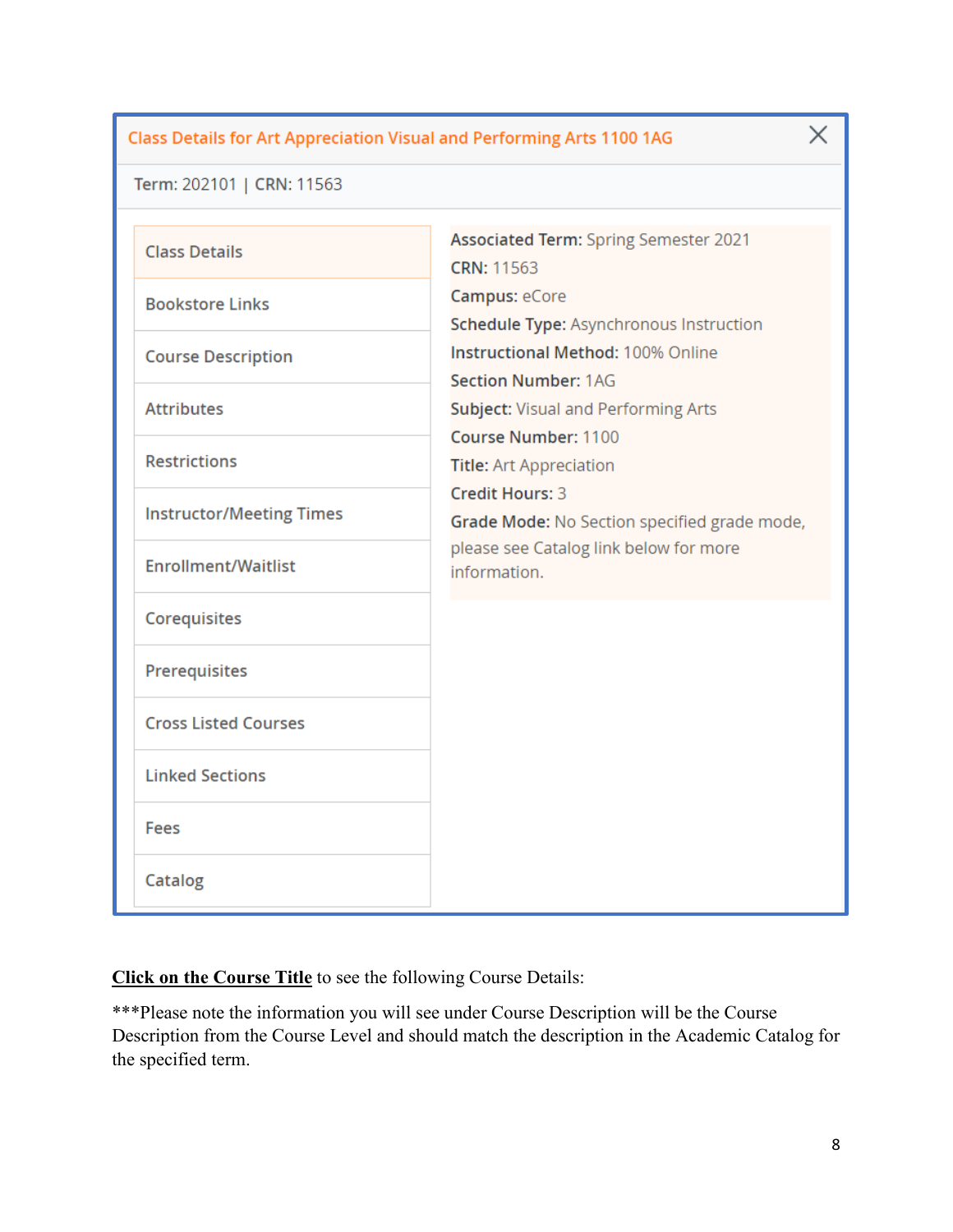**Class Details for Art Appreciation Visual and Performing Arts 1100 1AG**

Term: 202101 | CRN: 11563

- Class Details
- Bookstore Links
- Course Description
- Attributes
- Restrictions
- Instructor/Meeting Times
- Enrollment/Waitlist
- Corequisites
- Prerequisites
- Cross Listed Courses
- Linked Sections
- Fees
- Catalog

**Associated Term:** Spring Semester 2021
**CRN:** 11563
**Campus:** eCore
**Schedule Type:** Asynchronous Instruction
**Instructional Method:** 100% Online
**Section Number:** 1AG
**Subject:** Visual and Performing Arts
**Course Number:** 1100
**Title:** Art Appreciation
**Credit Hours:** 3
**Grade Mode:** No Section specified grade mode, please see Catalog link below for more information.

**<u>Click on the Course Title</u>** to see the following Course Details:

***Please note the information you will see under Course Description will be the Course Description from the Course Level and should match the description in the Academic Catalog for the specified term.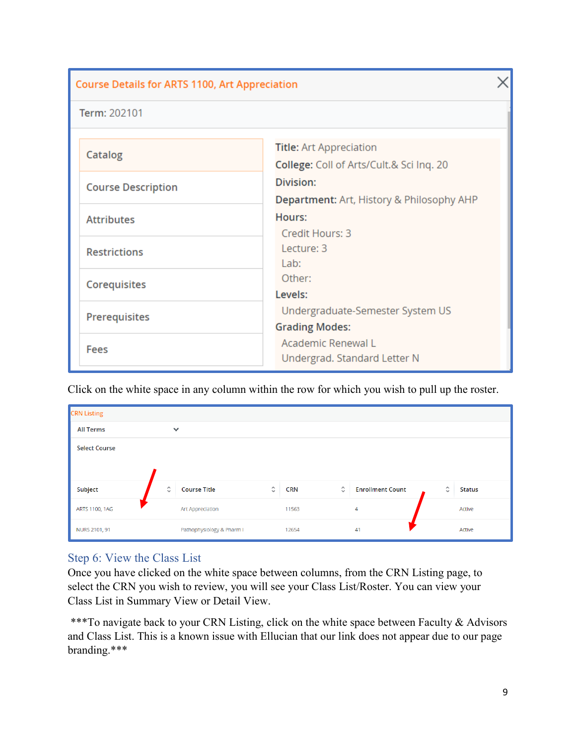**Course Details for ARTS 1100, Art Appreciation**

**Term:** 202101

- Catalog
- Course Description
- Attributes
- Restrictions
- Corequisites
- Prerequisites
- Fees

**Title:** Art Appreciation
**College:** Coll of Arts/Cult.& Sci Inq. 20
**Division:**
**Department:** Art, History & Philosophy AHP
**Hours:**
Credit Hours: 3
Lecture: 3
Lab:
Other:
**Levels:**
Undergraduate-Semester System US
**Grading Modes:**
Academic Renewal L
Undergrad. Standard Letter N

Click on the white space in any column within the row for which you wish to pull up the roster.

CRN Listing

All Terms

Select Course

| Subject | Course Title | CRN | Enrollment Count | Status |
|---|---|---|---|---|
| ARTS 1100, 1AG | Art Appreciation | 11563 | 4 | Active |
| NURS 2101, 91 | Pathophysiology & Pharm I | 12654 | 41 | Active |

## Step 6: View the Class List

Once you have clicked on the white space between columns, from the CRN Listing page, to select the CRN you wish to review, you will see your Class List/Roster. You can view your Class List in Summary View or Detail View.

***To navigate back to your CRN Listing, click on the white space between Faculty & Advisors and Class List. This is a known issue with Ellucian that our link does not appear due to our page branding.***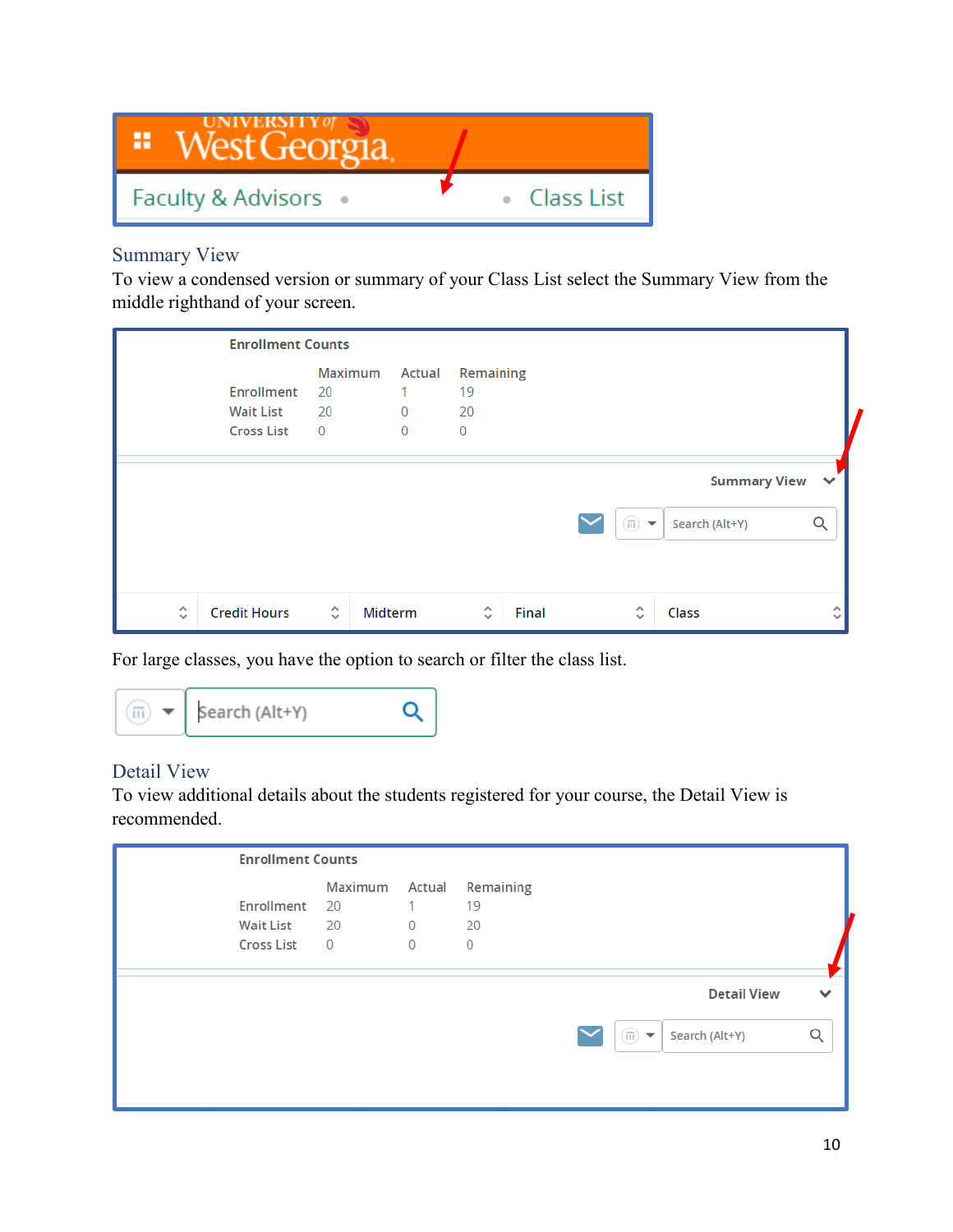## Summary View

To view a condensed version or summary of your Class List select the Summary View from the middle righthand of your screen.

For large classes, you have the option to search or filter the class list.

## Detail View

To view additional details about the students registered for your course, the Detail View is recommended.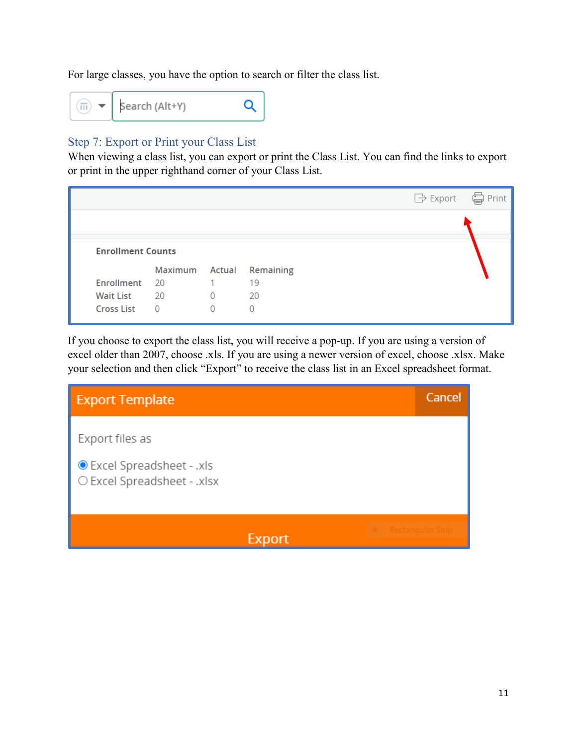For large classes, you have the option to search or filter the class list.

### Step 7: Export or Print your Class List

When viewing a class list, you can export or print the Class List. You can find the links to export or print in the upper righthand corner of your Class List.

If you choose to export the class list, you will receive a pop-up. If you are using a version of excel older than 2007, choose .xls. If you are using a newer version of excel, choose .xlsx. Make your selection and then click "Export" to receive the class list in an Excel spreadsheet format.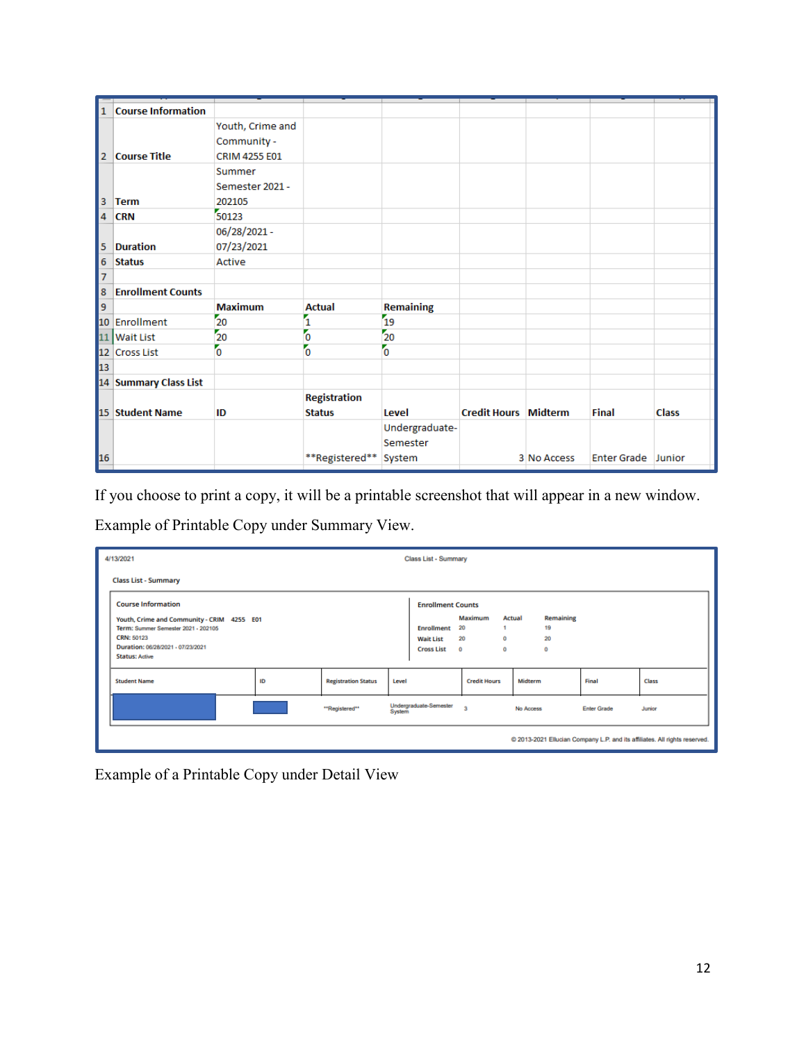| | | | | | | | | |
|---|---|---|---|---|---|---|---|---|
| 1 | **Course Information** | | | | | | | |
| 2 | **Course Title** | Youth, Crime and Community - CRIM 4255 E01 | | | | | | |
| 3 | **Term** | Summer Semester 2021 - 202105 | | | | | | |
| 4 | **CRN** | 50123 | | | | | | |
| 5 | **Duration** | 06/28/2021 - 07/23/2021 | | | | | | |
| 6 | **Status** | Active | | | | | | |
| 7 | | | | | | | | |
| 8 | **Enrollment Counts** | | | | | | | |
| 9 | | **Maximum** | **Actual** | **Remaining** | | | | |
| 10 | Enrollment | 20 | 1 | 19 | | | | |
| 11 | Wait List | 20 | 0 | 20 | | | | |
| 12 | Cross List | 0 | 0 | 0 | | | | |
| 13 | | | | | | | | |
| 14 | **Summary Class List** | | | | | | | |
| 15 | **Student Name** | **ID** | **Registration Status** | **Level** | **Credit Hours** | **Midterm** | **Final** | **Class** |
| 16 | | | **Registered** | Undergraduate-Semester System | 3 | No Access | Enter Grade | Junior |

If you choose to print a copy, it will be a printable screenshot that will appear in a new window.

Example of Printable Copy under Summary View.

4/13/2021 Class List - Summary

Class List - Summary

**Course Information**

**Youth, Crime and Community - CRIM 4255 E01**
**Term:** Summer Semester 2021 - 202105
**CRN:** 50123
**Duration:** 06/28/2021 - 07/23/2021
**Status:** Active

**Enrollment Counts**

| | Maximum | Actual | Remaining |
|---|---|---|---|
| Enrollment | 20 | 1 | 19 |
| Wait List | 20 | 0 | 20 |
| Cross List | 0 | 0 | 0 |

| Student Name | ID | Registration Status | Level | Credit Hours | Midterm | Final | Class |
|---|---|---|---|---|---|---|---|
| | | **Registered** | Undergraduate-Semester System | 3 | No Access | Enter Grade | Junior |

© 2013-2021 Ellucian Company L.P. and its affiliates. All rights reserved.

Example of a Printable Copy under Detail View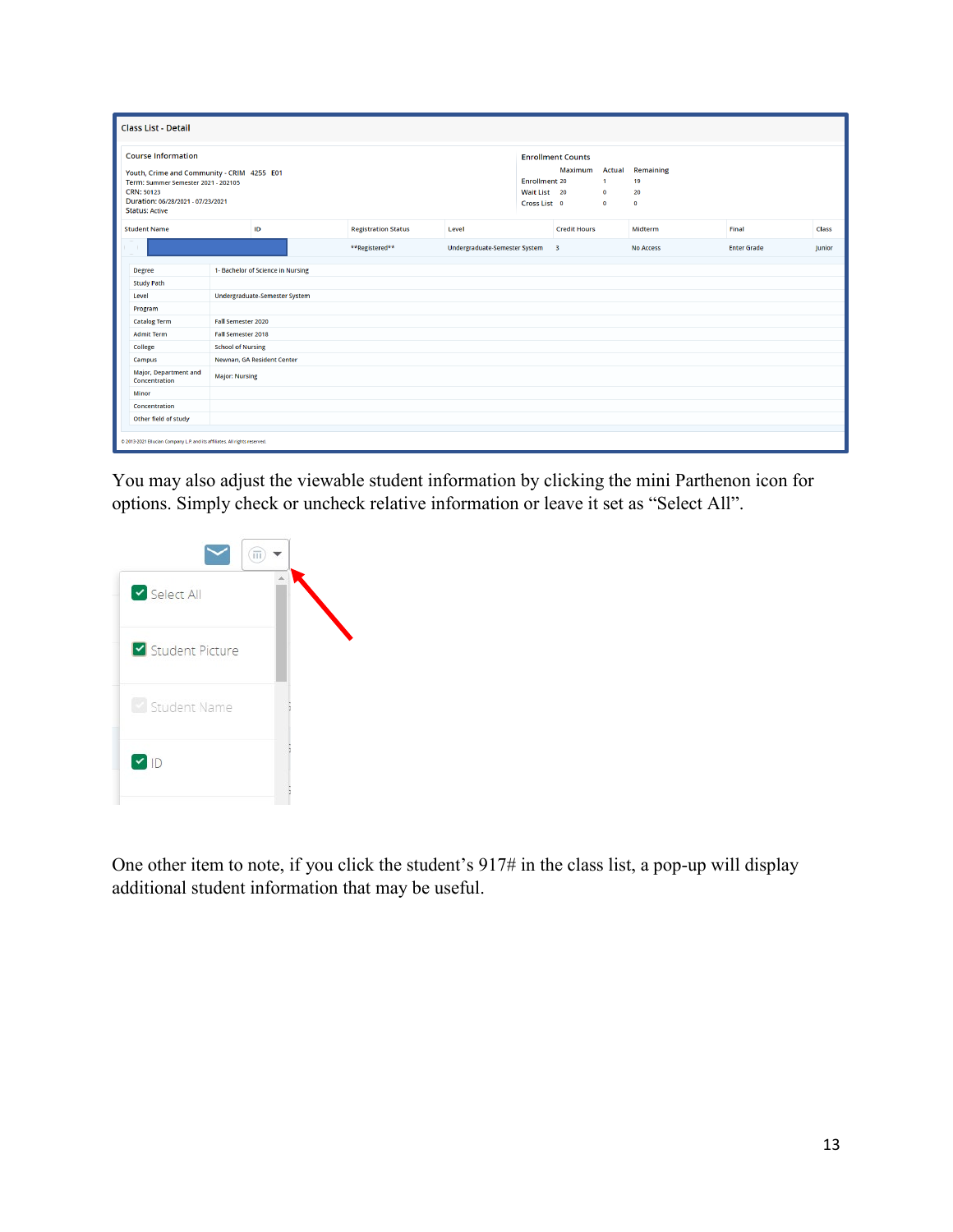**Class List - Detail**

**Course Information**

Youth, Crime and Community - CRIM 4255 E01
Term: Summer Semester 2021 - 202105
CRN: 50123
Duration: 06/28/2021 - 07/23/2021
Status: Active

**Enrollment Counts**

| | Maximum | Actual | Remaining |
|---|---|---|---|
| Enrollment | 20 | 1 | 19 |
| Wait List | 20 | 0 | 20 |
| Cross List | 0 | 0 | 0 |

| Student Name | ID | Registration Status | Level | Credit Hours | Midterm | Final | Class |
|---|---|---|---|---|---|---|---|
| | | **Registered** | Undergraduate-Semester System | 3 | No Access | Enter Grade | Junior |

| | |
|---|---|
| Degree | 1- Bachelor of Science in Nursing |
| Study Path | |
| Level | Undergraduate-Semester System |
| Program | |
| Catalog Term | Fall Semester 2020 |
| Admit Term | Fall Semester 2018 |
| College | School of Nursing |
| Campus | Newnan, GA Resident Center |
| Major, Department and Concentration | Major: Nursing |
| Minor | |
| Concentration | |
| Other field of study | |

© 2013-2021 Ellucian Company L.P. and its affiliates. All rights reserved.

You may also adjust the viewable student information by clicking the mini Parthenon icon for options. Simply check or uncheck relative information or leave it set as "Select All".

- [x] Select All
- [x] Student Picture
- [x] Student Name
- [x] ID

One other item to note, if you click the student's 917# in the class list, a pop-up will display additional student information that may be useful.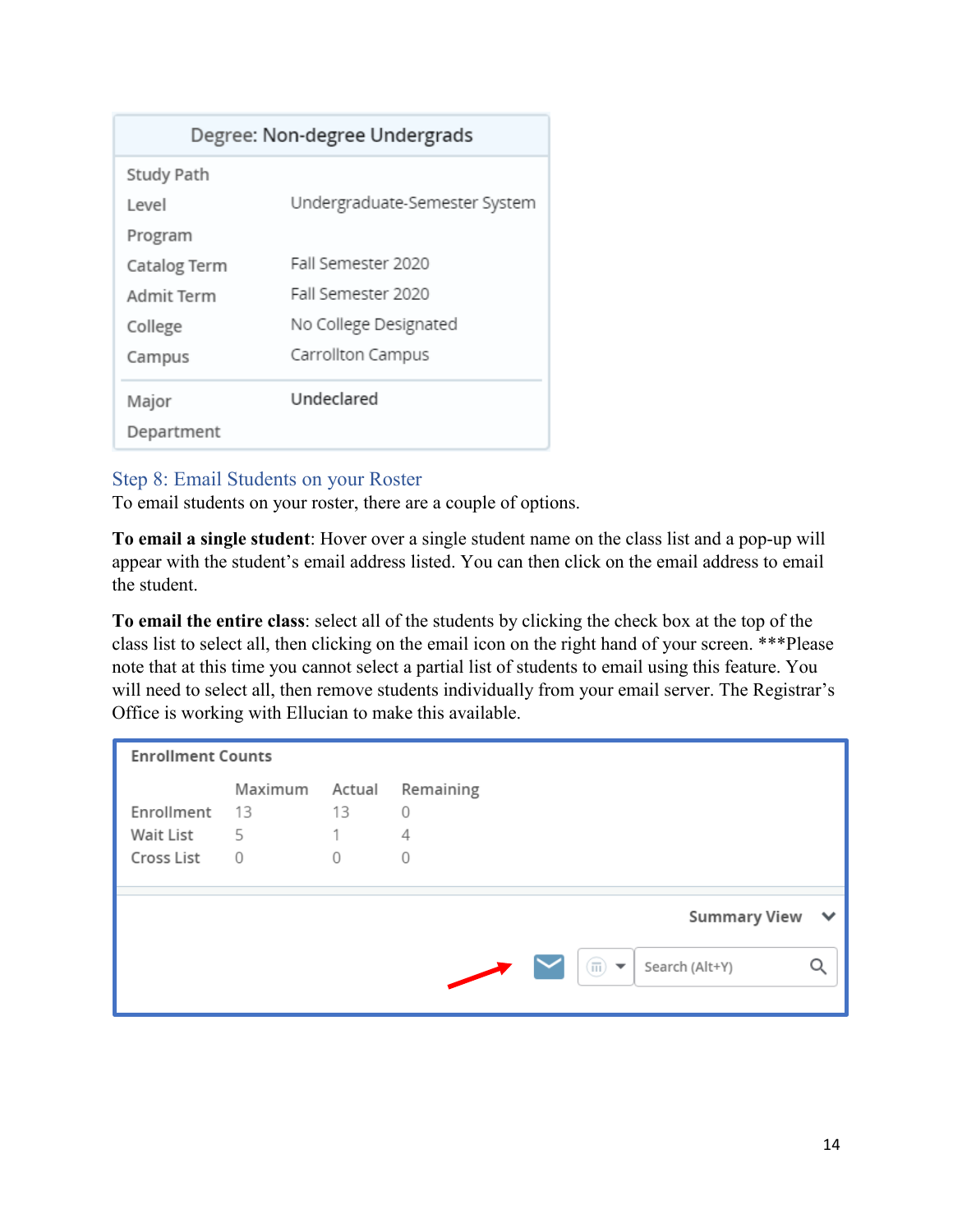| Degree: Non-degree Undergrads | |
|---|---|
| Study Path | |
| Level | Undergraduate-Semester System |
| Program | |
| Catalog Term | Fall Semester 2020 |
| Admit Term | Fall Semester 2020 |
| College | No College Designated |
| Campus | Carrollton Campus |
| Major | Undeclared |
| Department | |

## Step 8: Email Students on your Roster

To email students on your roster, there are a couple of options.

**To email a single student**: Hover over a single student name on the class list and a pop-up will appear with the student's email address listed. You can then click on the email address to email the student.

**To email the entire class**: select all of the students by clicking the check box at the top of the class list to select all, then clicking on the email icon on the right hand of your screen. ***Please note that at this time you cannot select a partial list of students to email using this feature. You will need to select all, then remove students individually from your email server. The Registrar's Office is working with Ellucian to make this available.

**Enrollment Counts**

| | Maximum | Actual | Remaining |
|---|---|---|---|
| Enrollment | 13 | 13 | 0 |
| Wait List | 5 | 1 | 4 |
| Cross List | 0 | 0 | 0 |

Summary View

Search (Alt+Y)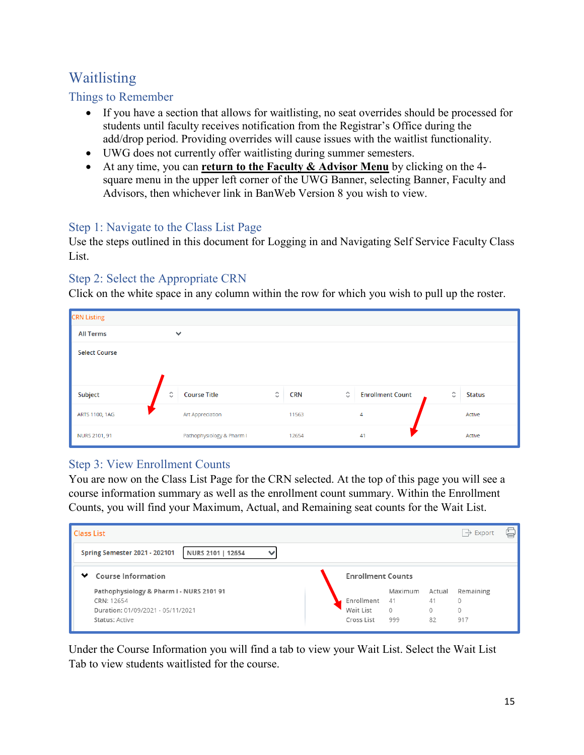# Waitlisting

## Things to Remember

- If you have a section that allows for waitlisting, no seat overrides should be processed for students until faculty receives notification from the Registrar's Office during the add/drop period. Providing overrides will cause issues with the waitlist functionality.
- UWG does not currently offer waitlisting during summer semesters.
- At any time, you can **return to the Faculty & Advisor Menu** by clicking on the 4-square menu in the upper left corner of the UWG Banner, selecting Banner, Faculty and Advisors, then whichever link in BanWeb Version 8 you wish to view.

## Step 1: Navigate to the Class List Page

Use the steps outlined in this document for Logging in and Navigating Self Service Faculty Class List.

## Step 2: Select the Appropriate CRN

Click on the white space in any column within the row for which you wish to pull up the roster.

CRN Listing

All Terms

Select Course

| Subject | Course Title | CRN | Enrollment Count | Status |
|---|---|---|---|---|
| ARTS 1100, 1AG | Art Appreciation | 11563 | 4 | Active |
| NURS 2101, 91 | Pathophysiology & Pharm I | 12654 | 41 | Active |

## Step 3: View Enrollment Counts

You are now on the Class List Page for the CRN selected. At the top of this page you will see a course information summary as well as the enrollment count summary. Within the Enrollment Counts, you will find your Maximum, Actual, and Remaining seat counts for the Wait List.

Class List

Spring Semester 2021 - 202101 | NURS 2101 | 12654

**Course Information**

Pathophysiology & Pharm I - NURS 2101 91
CRN: 12654
Duration: 01/09/2021 - 05/11/2021
Status: Active

**Enrollment Counts**

| | Maximum | Actual | Remaining |
|---|---|---|---|
| Enrollment | 41 | 41 | 0 |
| Wait List | 0 | 0 | 0 |
| Cross List | 999 | 82 | 917 |

Under the Course Information you will find a tab to view your Wait List. Select the Wait List Tab to view students waitlisted for the course.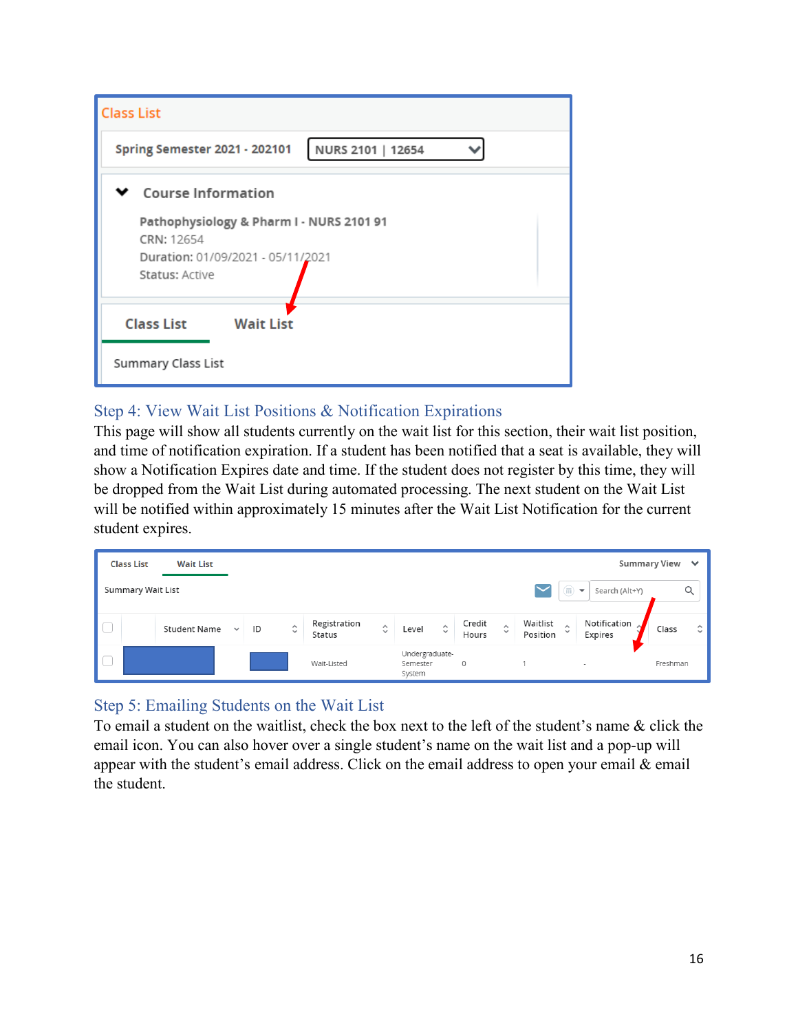Class List

Spring Semester 2021 - 202101 | NURS 2101 | 12654

Course Information

Pathophysiology & Pharm I - NURS 2101 91
CRN: 12654
Duration: 01/09/2021 - 05/11/2021
Status: Active

Class List | Wait List

Summary Class List

## Step 4: View Wait List Positions & Notification Expirations

This page will show all students currently on the wait list for this section, their wait list position, and time of notification expiration. If a student has been notified that a seat is available, they will show a Notification Expires date and time. If the student does not register by this time, they will be dropped from the Wait List during automated processing. The next student on the Wait List will be notified within approximately 15 minutes after the Wait List Notification for the current student expires.

Class List | Wait List | Summary View

Summary Wait List

| | Student Name | ID | Registration Status | Level | Credit Hours | Waitlist Position | Notification Expires | Class |
|---|---|---|---|---|---|---|---|---|
| ☐ | | | Wait-Listed | Undergraduate-Semester System | 0 | 1 | - | Freshman |

## Step 5: Emailing Students on the Wait List

To email a student on the waitlist, check the box next to the left of the student's name & click the email icon. You can also hover over a single student's name on the wait list and a pop-up will appear with the student's email address. Click on the email address to open your email & email the student.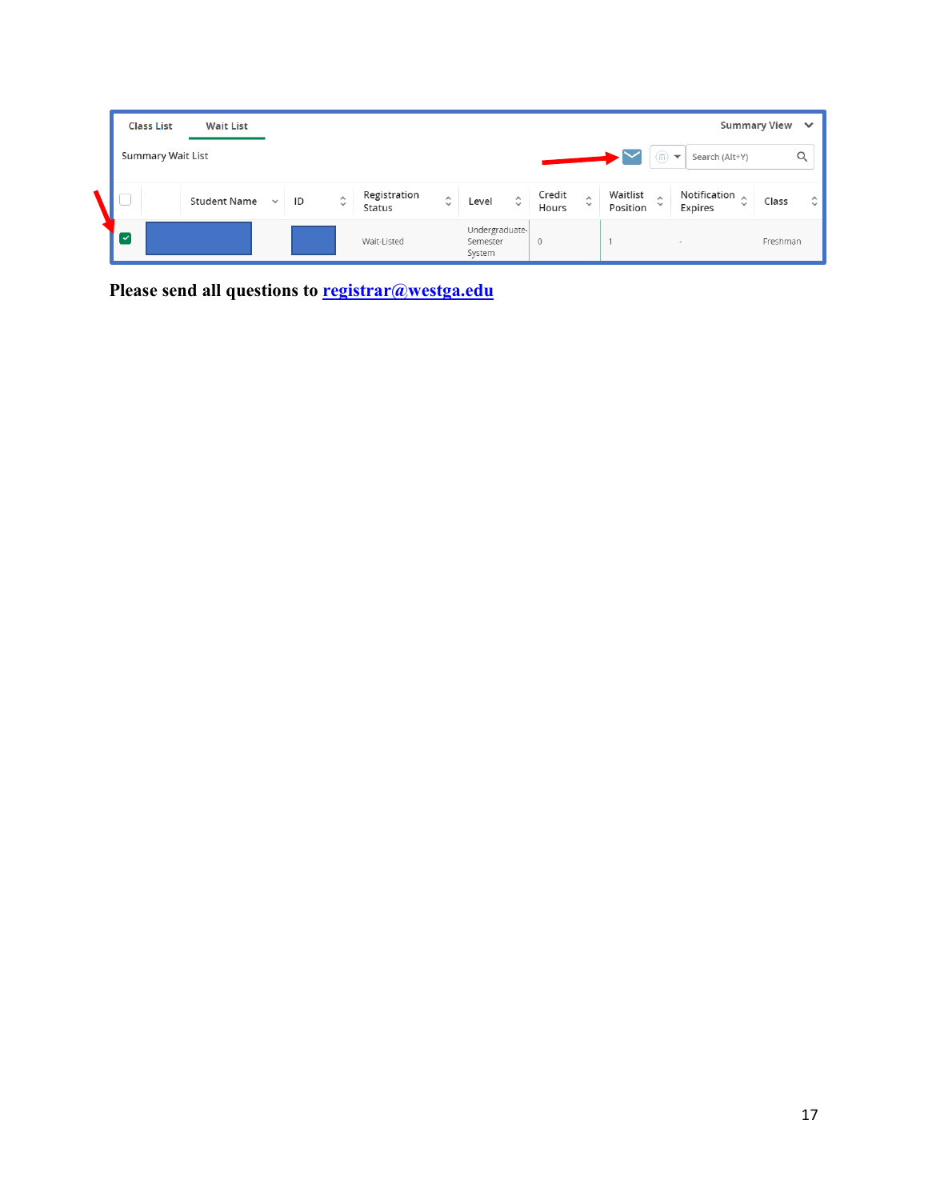| Class List | Wait List | | | | | | | Summary View |
|---|---|---|---|---|---|---|---|---|
| Summary Wait List | | | | | | | | Search (Alt+Y) |

| | Student Name | ID | Registration Status | Level | Credit Hours | Waitlist Position | Notification Expires | Class |
|---|---|---|---|---|---|---|---|---|
| ☑ | | | Wait-Listed | Undergraduate-Semester System | 0 | 1 | - | Freshman |

**Please send all questions to [registrar@westga.edu](mailto:registrar@westga.edu)**